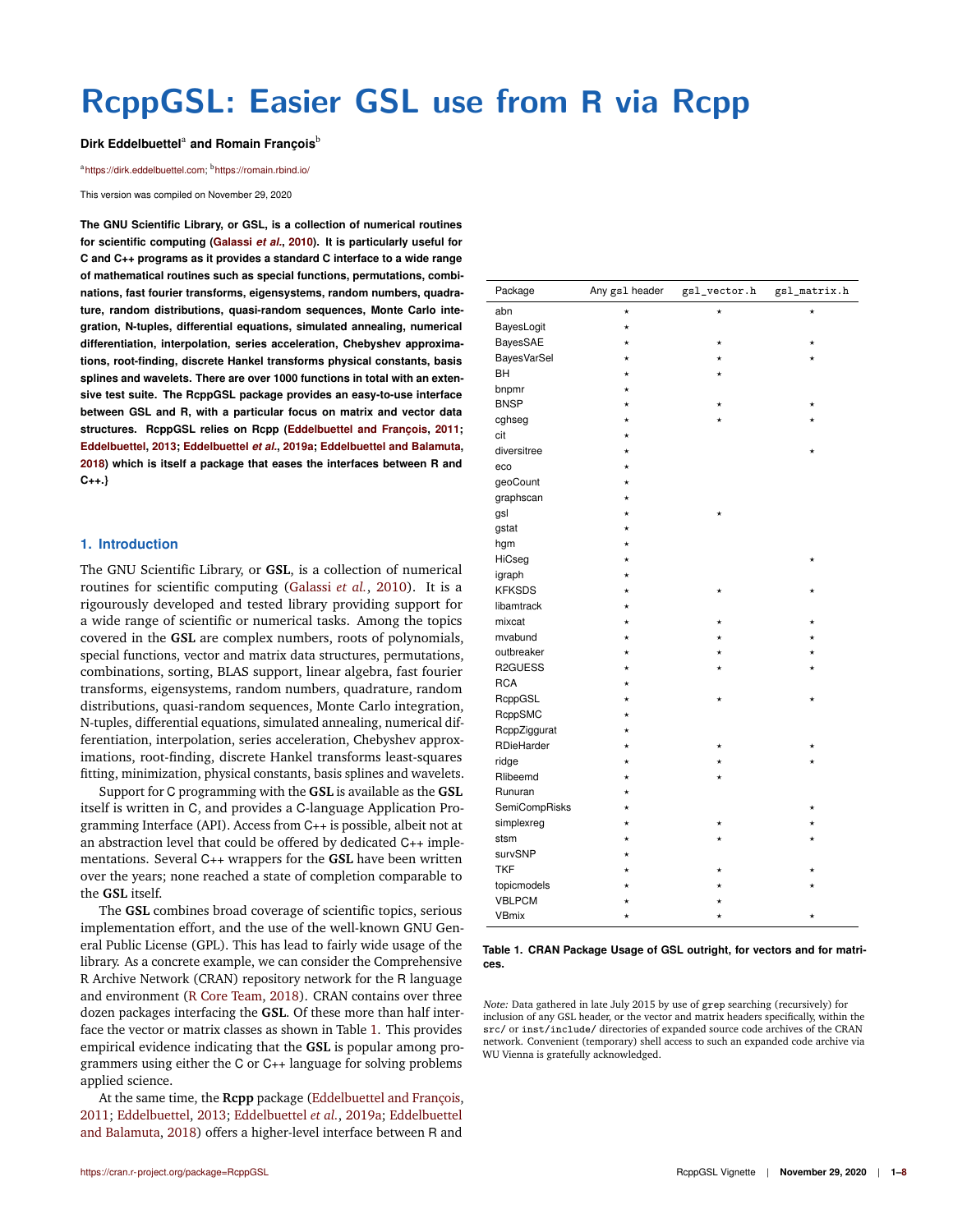# RcppGSL: Easier GSL use from R via Rcpp

**Dirk Eddelbuettel**[a] **and Romain François**[b]

[a]https://dirk.eddelbuettel.com; [b]https://romain.rbind.io/

This version was compiled on November 29, 2020

**The GNU Scientific Library, or GSL, is a collection of numerical routines for scientific computing (Galassi *et al.*, 2010). It is particularly useful for C and C++ programs as it provides a standard C interface to a wide range of mathematical routines such as special functions, permutations, combinations, fast fourier transforms, eigensystems, random numbers, quadrature, random distributions, quasi-random sequences, Monte Carlo integration, N-tuples, differential equations, simulated annealing, numerical differentiation, interpolation, series acceleration, Chebyshev approximations, root-finding, discrete Hankel transforms physical constants, basis splines and wavelets. There are over 1000 functions in total with an extensive test suite. The RcppGSL package provides an easy-to-use interface between GSL and R, with a particular focus on matrix and vector data structures. RcppGSL relies on Rcpp (Eddelbuettel and François, 2011; Eddelbuettel, 2013; Eddelbuettel *et al.*, 2019a; Eddelbuettel and Balamuta, 2018) which is itself a package that eases the interfaces between R and C++.}**

## 1. Introduction

The GNU Scientific Library, or **GSL**, is a collection of numerical routines for scientific computing (Galassi *et al.*, 2010). It is a rigourously developed and tested library providing support for a wide range of scientific or numerical tasks. Among the topics covered in the **GSL** are complex numbers, roots of polynomials, special functions, vector and matrix data structures, permutations, combinations, sorting, BLAS support, linear algebra, fast fourier transforms, eigensystems, random numbers, quadrature, random distributions, quasi-random sequences, Monte Carlo integration, N-tuples, differential equations, simulated annealing, numerical differentiation, interpolation, series acceleration, Chebyshev approximations, root-finding, discrete Hankel transforms least-squares fitting, minimization, physical constants, basis splines and wavelets.

Support for C programming with the **GSL** is available as the **GSL** itself is written in C, and provides a C-language Application Programming Interface (API). Access from C++ is possible, albeit not at an abstraction level that could be offered by dedicated C++ implementations. Several C++ wrappers for the **GSL** have been written over the years; none reached a state of completion comparable to the **GSL** itself.

The **GSL** combines broad coverage of scientific topics, serious implementation effort, and the use of the well-known GNU General Public License (GPL). This has lead to fairly wide usage of the library. As a concrete example, we can consider the Comprehensive R Archive Network (CRAN) repository network for the R language and environment (R Core Team, 2018). CRAN contains over three dozen packages interfacing the **GSL**. Of these more than half interface the vector or matrix classes as shown in Table 1. This provides empirical evidence indicating that the **GSL** is popular among programmers using either the C or C++ language for solving problems applied science.

At the same time, the **Rcpp** package (Eddelbuettel and François, 2011; Eddelbuettel, 2013; Eddelbuettel *et al.*, 2019a; Eddelbuettel and Balamuta, 2018) offers a higher-level interface between R and

| Package | Any `gsl` header | `gsl_vector.h` | `gsl_matrix.h` |
|---|---|---|---|
| abn | ⋆ | ⋆ | ⋆ |
| BayesLogit | ⋆ | | |
| BayesSAE | ⋆ | ⋆ | ⋆ |
| BayesVarSel | ⋆ | ⋆ | ⋆ |
| BH | ⋆ | ⋆ | |
| bnpmr | ⋆ | | |
| BNSP | ⋆ | ⋆ | ⋆ |
| cghseg | ⋆ | ⋆ | ⋆ |
| cit | ⋆ | | |
| diversitree | ⋆ | | ⋆ |
| eco | ⋆ | | |
| geoCount | ⋆ | | |
| graphscan | ⋆ | | |
| gsl | ⋆ | ⋆ | |
| gstat | ⋆ | | |
| hgm | ⋆ | | |
| HiCseg | ⋆ | | ⋆ |
| igraph | ⋆ | | |
| KFKSDS | ⋆ | ⋆ | ⋆ |
| libamtrack | ⋆ | | |
| mixcat | ⋆ | ⋆ | ⋆ |
| mvabund | ⋆ | ⋆ | ⋆ |
| outbreaker | ⋆ | ⋆ | ⋆ |
| R2GUESS | ⋆ | ⋆ | ⋆ |
| RCA | ⋆ | | |
| RcppGSL | ⋆ | ⋆ | ⋆ |
| RcppSMC | ⋆ | | |
| RcppZiggurat | ⋆ | | |
| RDieHarder | ⋆ | ⋆ | ⋆ |
| ridge | ⋆ | ⋆ | ⋆ |
| Rlibeemd | ⋆ | ⋆ | |
| Runuran | ⋆ | | |
| SemiCompRisks | ⋆ | | ⋆ |
| simplexreg | ⋆ | ⋆ | ⋆ |
| stsm | ⋆ | ⋆ | ⋆ |
| survSNP | ⋆ | | |
| TKF | ⋆ | ⋆ | ⋆ |
| topicmodels | ⋆ | ⋆ | ⋆ |
| VBLPCM | ⋆ | ⋆ | |
| VBmix | ⋆ | ⋆ | ⋆ |

**Table 1. CRAN Package Usage of GSL outright, for vectors and for matrices.**

*Note:* Data gathered in late July 2015 by use of `grep` searching (recursively) for inclusion of any GSL header, or the vector and matrix headers specifically, within the `src/` or `inst/include/` directories of expanded source code archives of the CRAN network. Convenient (temporary) shell access to such an expanded code archive via WU Vienna is gratefully acknowledged.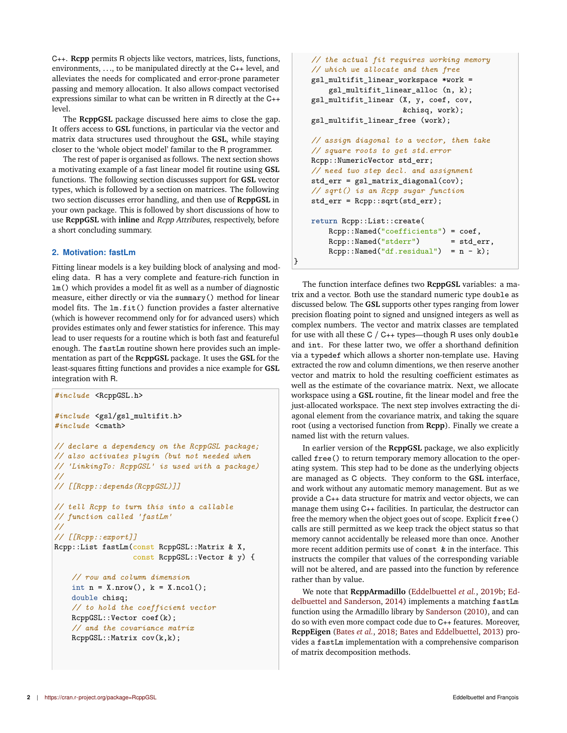C++. **Rcpp** permits R objects like vectors, matrices, lists, functions, environments, ..., to be manipulated directly at the C++ level, and alleviates the needs for complicated and error-prone parameter passing and memory allocation. It also allows compact vectorised expressions similar to what can be written in R directly at the C++ level.

The **RcppGSL** package discussed here aims to close the gap. It offers access to **GSL** functions, in particular via the vector and matrix data structures used throughout the **GSL**, while staying closer to the 'whole object model' familar to the R programmer.

The rest of paper is organised as follows. The next section shows a motivating example of a fast linear model fit routine using **GSL** functions. The following section discusses support for **GSL** vector types, which is followed by a section on matrices. The following two section discusses error handling, and then use of **RcppGSL** in your own package. This is followed by short discussions of how to use **RcppGSL** with **inline** and *Rcpp Attributes*, respectively, before a short concluding summary.

## 2. Motivation: fastLm

Fitting linear models is a key building block of analysing and modeling data. R has a very complete and feature-rich function in `lm()` which provides a model fit as well as a number of diagnostic measure, either directly or via the `summary()` method for linear model fits. The `lm.fit()` function provides a faster alternative (which is however recommend only for for advanced users) which provides estimates only and fewer statistics for inference. This may lead to user requests for a routine which is both fast and featureful enough. The `fastLm` routine shown here provides such an implementation as part of the **RcppGSL** package. It uses the **GSL** for the least-squares fitting functions and provides a nice example for **GSL** integration with R.

```
#include <RcppGSL.h>

#include <gsl/gsl_multifit.h>
#include <cmath>

// declare a dependency on the RcppGSL package;
// also activates plugin (but not needed when
// 'LinkingTo: RcppGSL' is used with a package)
//
// [[Rcpp::depends(RcppGSL)]]

// tell Rcpp to turn this into a callable
// function called 'fastLm'
//
// [[Rcpp::export]]
Rcpp::List fastLm(const RcppGSL::Matrix & X,
                  const RcppGSL::Vector & y) {

    // row and column dimension
    int n = X.nrow(), k = X.ncol();
    double chisq;
    // to hold the coefficient vector
    RcppGSL::Vector coef(k);
    // and the covariance matrix
    RcppGSL::Matrix cov(k,k);

    // the actual fit requires working memory
    // which we allocate and then free
    gsl_multifit_linear_workspace *work =
        gsl_multifit_linear_alloc (n, k);
    gsl_multifit_linear (X, y, coef, cov,
                         &chisq, work);
    gsl_multifit_linear_free (work);

    // assign diagonal to a vector, then take
    // square roots to get std.error
    Rcpp::NumericVector std_err;
    // need two step decl. and assignment
    std_err = gsl_matrix_diagonal(cov);
    // sqrt() is an Rcpp sugar function
    std_err = Rcpp::sqrt(std_err);

    return Rcpp::List::create(
        Rcpp::Named("coefficients") = coef,
        Rcpp::Named("stderr")       = std_err,
        Rcpp::Named("df.residual")  = n - k);
}
```

The function interface defines two **RcppGSL** variables: a matrix and a vector. Both use the standard numeric type `double` as discussed below. The **GSL** supports other types ranging from lower precision floating point to signed and unsigned integers as well as complex numbers. The vector and matrix classes are templated for use with all these C / C++ types—though R uses only `double` and `int`. For these latter two, we offer a shorthand definition via a `typedef` which allows a shorter non-template use. Having extracted the row and column dimentions, we then reserve another vector and matrix to hold the resulting coefficient estimates as well as the estimate of the covariance matrix. Next, we allocate workspace using a **GSL** routine, fit the linear model and free the just-allocated workspace. The next step involves extracting the diagonal element from the covariance matrix, and taking the square root (using a vectorised function from **Rcpp**). Finally we create a named list with the return values.

In earlier version of the **RcppGSL** package, we also explicitly called `free()` to return temporary memory allocation to the operating system. This step had to be done as the underlying objects are managed as C objects. They conform to the **GSL** interface, and work without any automatic memory management. But as we provide a C++ data structure for matrix and vector objects, we can manage them using C++ facilities. In particular, the destructor can free the memory when the object goes out of scope. Explicit `free()` calls are still permitted as we keep track the object status so that memory cannot accidentally be released more than once. Another more recent addition permits use of `const &` in the interface. This instructs the compiler that values of the corresponding variable will not be altered, and are passed into the function by reference rather than by value.

We note that **RcppArmadillo** (Eddelbuettel *et al.*, 2019b; Eddelbuettel and Sanderson, 2014) implements a matching `fastLm` function using the Armadillo library by Sanderson (2010), and can do so with even more compact code due to C++ features. Moreover, **RcppEigen** (Bates *et al.*, 2018; Bates and Eddelbuettel, 2013) provides a `fastLm` implementation with a comprehensive comparison of matrix decomposition methods.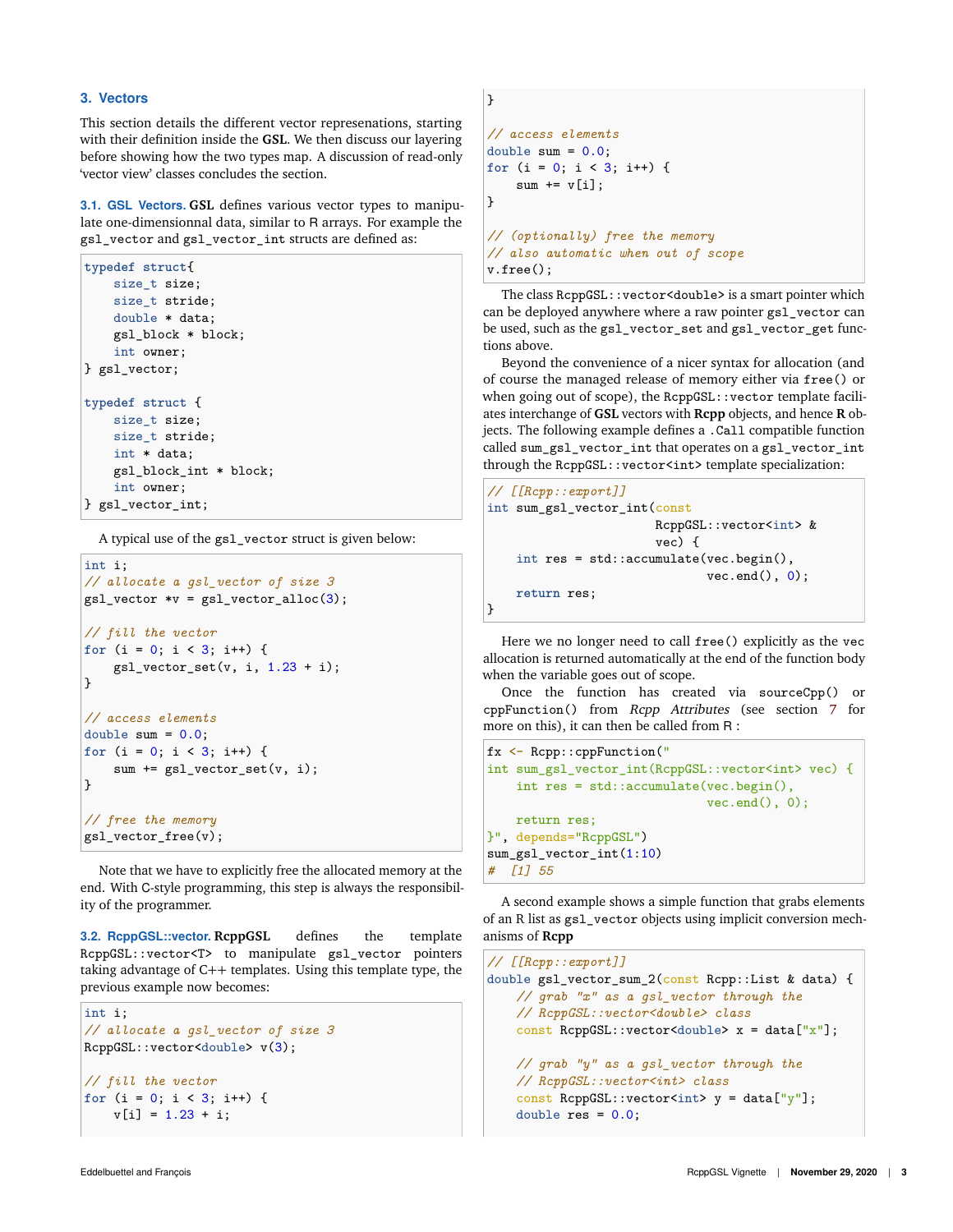## 3. Vectors

This section details the different vector represenations, starting with their definition inside the **GSL**. We then discuss our layering before showing how the two types map. A discussion of read-only 'vector view' classes concludes the section.

### 3.1. GSL Vectors.

**GSL** defines various vector types to manipulate one-dimensionnal data, similar to R arrays. For example the `gsl_vector` and `gsl_vector_int` structs are defined as:

```
typedef struct{
    size_t size;
    size_t stride;
    double * data;
    gsl_block * block;
    int owner;
} gsl_vector;

typedef struct {
    size_t size;
    size_t stride;
    int * data;
    gsl_block_int * block;
    int owner;
} gsl_vector_int;
```

A typical use of the `gsl_vector` struct is given below:

```
int i;
// allocate a gsl_vector of size 3
gsl_vector *v = gsl_vector_alloc(3);

// fill the vector
for (i = 0; i < 3; i++) {
    gsl_vector_set(v, i, 1.23 + i);
}

// access elements
double sum = 0.0;
for (i = 0; i < 3; i++) {
    sum += gsl_vector_set(v, i);
}

// free the memory
gsl_vector_free(v);
```

Note that we have to explicitly free the allocated memory at the end. With C-style programming, this step is always the responsibility of the programmer.

### 3.2. RcppGSL::vector.

**RcppGSL** defines the template `RcppGSL::vector<T>` to manipulate `gsl_vector` pointers taking advantage of C++ templates. Using this template type, the previous example now becomes:

```
int i;
// allocate a gsl_vector of size 3
RcppGSL::vector<double> v(3);

// fill the vector
for (i = 0; i < 3; i++) {
    v[i] = 1.23 + i;
}

// access elements
double sum = 0.0;
for (i = 0; i < 3; i++) {
    sum += v[i];
}

// (optionally) free the memory
// also automatic when out of scope
v.free();
```

The class `RcppGSL::vector<double>` is a smart pointer which can be deployed anywhere where a raw pointer `gsl_vector` can be used, such as the `gsl_vector_set` and `gsl_vector_get` functions above.

Beyond the convenience of a nicer syntax for allocation (and of course the managed release of memory either via `free()` or when going out of scope), the `RcppGSL::vector` template facilitates interchange of **GSL** vectors with **Rcpp** objects, and hence **R** objects. The following example defines a `.Call` compatible function called `sum_gsl_vector_int` that operates on a `gsl_vector_int` through the `RcppGSL::vector<int>` template specialization:

```
// [[Rcpp::export]]
int sum_gsl_vector_int(const
                       RcppGSL::vector<int> &
                       vec) {
    int res = std::accumulate(vec.begin(),
                              vec.end(), 0);
    return res;
}
```

Here we no longer need to call `free()` explicitly as the `vec` allocation is returned automatically at the end of the function body when the variable goes out of scope.

Once the function has created via `sourceCpp()` or `cppFunction()` from *Rcpp Attributes* (see section 7 for more on this), it can then be called from R :

```
fx <- Rcpp::cppFunction("
int sum_gsl_vector_int(RcppGSL::vector<int> vec) {
    int res = std::accumulate(vec.begin(),
                              vec.end(), 0);
    return res;
}", depends="RcppGSL")
sum_gsl_vector_int(1:10)
#  [1] 55
```

A second example shows a simple function that grabs elements of an R list as `gsl_vector` objects using implicit conversion mechanisms of **Rcpp**

```
// [[Rcpp::export]]
double gsl_vector_sum_2(const Rcpp::List & data) {
    // grab "x" as a gsl_vector through the
    // RcppGSL::vector<double> class
    const RcppGSL::vector<double> x = data["x"];

    // grab "y" as a gsl_vector through the
    // RcppGSL::vector<int> class
    const RcppGSL::vector<int> y = data["y"];
    double res = 0.0;
```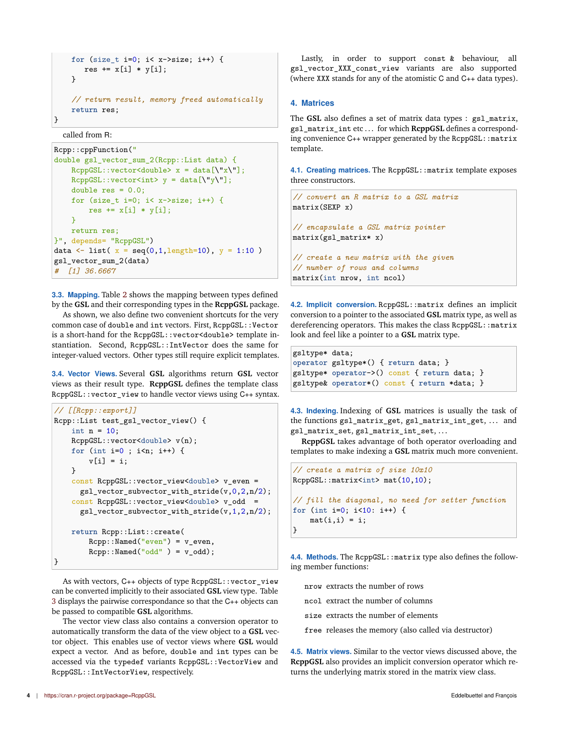```
    for (size_t i=0; i< x->size; i++) {
        res += x[i] * y[i];
    }

    // return result, memory freed automatically
    return res;
}
```

called from R:

```
Rcpp::cppFunction("
double gsl_vector_sum_2(Rcpp::List data) {
    RcppGSL::vector<double> x = data[\"x\"];
    RcppGSL::vector<int> y = data[\"y\"];
    double res = 0.0;
    for (size_t i=0; i< x->size; i++) {
        res += x[i] * y[i];
    }
    return res;
}", depends= "RcppGSL")
data <- list( x = seq(0,1,length=10), y = 1:10 )
gsl_vector_sum_2(data)
#  [1] 36.6667
```

**3.3. Mapping.** Table 2 shows the mapping between types defined by the **GSL** and their corresponding types in the **RcppGSL** package.

As shown, we also define two convenient shortcuts for the very common case of `double` and `int` vectors. First, `RcppGSL::Vector` is a short-hand for the `RcppGSL::vector<double>` template instantiation. Second, `RcppGSL::IntVector` does the same for integer-valued vectors. Other types still require explicit templates.

**3.4. Vector Views.** Several **GSL** algorithms return **GSL** vector views as their result type. **RcppGSL** defines the template class `RcppGSL::vector_view` to handle vector views using C++ syntax.

```
// [[Rcpp::export]]
Rcpp::List test_gsl_vector_view() {
    int n = 10;
    RcppGSL::vector<double> v(n);
    for (int i=0 ; i<n; i++) {
        v[i] = i;
    }
    const RcppGSL::vector_view<double> v_even =
      gsl_vector_subvector_with_stride(v,0,2,n/2);
    const RcppGSL::vector_view<double> v_odd  =
      gsl_vector_subvector_with_stride(v,1,2,n/2);

    return Rcpp::List::create(
        Rcpp::Named("even") = v_even,
        Rcpp::Named("odd" ) = v_odd);
}
```

As with vectors, C++ objects of type `RcppGSL::vector_view` can be converted implicitly to their associated **GSL** view type. Table 3 displays the pairwise correspondance so that the C++ objects can be passed to compatible **GSL** algorithms.

The vector view class also contains a conversion operator to automatically transform the data of the view object to a **GSL** vector object. This enables use of vector views where **GSL** would expect a vector. And as before, `double` and `int` types can be accessed via the `typedef` variants `RcppGSL::VectorView` and `RcppGSL::IntVectorView`, respectively.

Lastly, in order to support `const &` behaviour, all `gsl_vector_XXX_const_view` variants are also supported (where `XXX` stands for any of the atomistic C and C++ data types).

## 4. Matrices

The **GSL** also defines a set of matrix data types : `gsl_matrix`, `gsl_matrix_int` etc ... for which **RcppGSL** defines a corresponding convenience C++ wrapper generated by the `RcppGSL::matrix` template.

**4.1. Creating matrices.** The `RcppGSL::matrix` template exposes three constructors.

```
// convert an R matrix to a GSL matrix
matrix(SEXP x)

// encapsulate a GSL matrix pointer
matrix(gsl_matrix* x)

// create a new matrix with the given
// number of rows and columns
matrix(int nrow, int ncol)
```

**4.2. Implicit conversion.** `RcppGSL::matrix` defines an implicit conversion to a pointer to the associated **GSL** matrix type, as well as dereferencing operators. This makes the class `RcppGSL::matrix` look and feel like a pointer to a **GSL** matrix type.

```
gsltype* data;
operator gsltype*() { return data; }
gsltype* operator->() const { return data; }
gsltype& operator*() const { return *data; }
```

**4.3. Indexing.** Indexing of **GSL** matrices is usually the task of the functions `gsl_matrix_get`, `gsl_matrix_int_get`, ... and `gsl_matrix_set`, `gsl_matrix_int_set`, ...

**RcppGSL** takes advantage of both operator overloading and templates to make indexing a **GSL** matrix much more convenient.

```
// create a matrix of size 10x10
RcppGSL::matrix<int> mat(10,10);

// fill the diagonal, no need for setter function
for (int i=0; i<10: i++) {
    mat(i,i) = i;
}
```

**4.4. Methods.** The `RcppGSL::matrix` type also defines the following member functions:

- `nrow` extracts the number of rows
- `ncol` extract the number of columns
- `size` extracts the number of elements
- `free` releases the memory (also called via destructor)

**4.5. Matrix views.** Similar to the vector views discussed above, the **RcppGSL** also provides an implicit conversion operator which returns the underlying matrix stored in the matrix view class.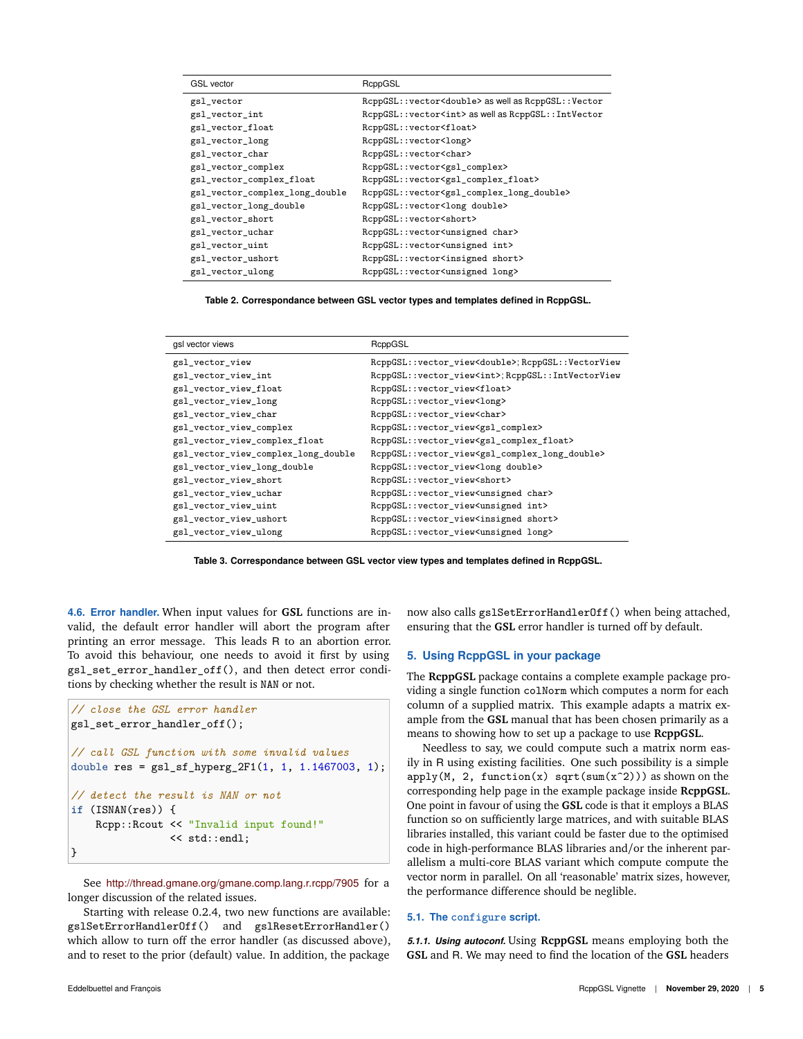| GSL vector | RcppGSL |
|---|---|
| gsl_vector | RcppGSL::vector<double> as well as RcppGSL::Vector |
| gsl_vector_int | RcppGSL::vector<int> as well as RcppGSL::IntVector |
| gsl_vector_float | RcppGSL::vector<float> |
| gsl_vector_long | RcppGSL::vector<long> |
| gsl_vector_char | RcppGSL::vector<char> |
| gsl_vector_complex | RcppGSL::vector<gsl_complex> |
| gsl_vector_complex_float | RcppGSL::vector<gsl_complex_float> |
| gsl_vector_complex_long_double | RcppGSL::vector<gsl_complex_long_double> |
| gsl_vector_long_double | RcppGSL::vector<long double> |
| gsl_vector_short | RcppGSL::vector<short> |
| gsl_vector_uchar | RcppGSL::vector<unsigned char> |
| gsl_vector_uint | RcppGSL::vector<unsigned int> |
| gsl_vector_ushort | RcppGSL::vector<insigned short> |
| gsl_vector_ulong | RcppGSL::vector<unsigned long> |

**Table 2. Correspondance between GSL vector types and templates defined in RcppGSL.**

| gsl vector views | RcppGSL |
|---|---|
| gsl_vector_view | RcppGSL::vector_view<double>; RcppGSL::VectorView |
| gsl_vector_view_int | RcppGSL::vector_view<int>; RcppGSL::IntVectorView |
| gsl_vector_view_float | RcppGSL::vector_view<float> |
| gsl_vector_view_long | RcppGSL::vector_view<long> |
| gsl_vector_view_char | RcppGSL::vector_view<char> |
| gsl_vector_view_complex | RcppGSL::vector_view<gsl_complex> |
| gsl_vector_view_complex_float | RcppGSL::vector_view<gsl_complex_float> |
| gsl_vector_view_complex_long_double | RcppGSL::vector_view<gsl_complex_long_double> |
| gsl_vector_view_long_double | RcppGSL::vector_view<long double> |
| gsl_vector_view_short | RcppGSL::vector_view<short> |
| gsl_vector_view_uchar | RcppGSL::vector_view<unsigned char> |
| gsl_vector_view_uint | RcppGSL::vector_view<unsigned int> |
| gsl_vector_view_ushort | RcppGSL::vector_view<insigned short> |
| gsl_vector_view_ulong | RcppGSL::vector_view<unsigned long> |

**Table 3. Correspondance between GSL vector view types and templates defined in RcppGSL.**

**4.6. Error handler.** When input values for **GSL** functions are invalid, the default error handler will abort the program after printing an error message. This leads R to an abortion error. To avoid this behaviour, one needs to avoid it first by using `gsl_set_error_handler_off()`, and then detect error conditions by checking whether the result is `NAN` or not.

```
// close the GSL error handler
gsl_set_error_handler_off();

// call GSL function with some invalid values
double res = gsl_sf_hyperg_2F1(1, 1, 1.1467003, 1);

// detect the result is NAN or not
if (ISNAN(res)) {
    Rcpp::Rcout << "Invalid input found!"
                << std::endl;
}
```

See http://thread.gmane.org/gmane.comp.lang.r.rcpp/7905 for a longer discussion of the related issues.

Starting with release 0.2.4, two new functions are available: `gslSetErrorHandlerOff()` and `gslResetErrorHandler()` which allow to turn off the error handler (as discussed above), and to reset to the prior (default) value. In addition, the package now also calls `gslSetErrorHandlerOff()` when being attached, ensuring that the **GSL** error handler is turned off by default.

## 5. Using RcppGSL in your package

The **RcppGSL** package contains a complete example package providing a single function `colNorm` which computes a norm for each column of a supplied matrix. This example adapts a matrix example from the **GSL** manual that has been chosen primarily as a means to showing how to set up a package to use **RcppGSL**.

Needless to say, we could compute such a matrix norm easily in R using existing facilities. One such possibility is a simple `apply(M, 2, function(x) sqrt(sum(x^2)))` as shown on the corresponding help page in the example package inside **RcppGSL**. One point in favour of using the **GSL** code is that it employs a BLAS function so on sufficiently large matrices, and with suitable BLAS libraries installed, this variant could be faster due to the optimised code in high-performance BLAS libraries and/or the inherent parallelism a multi-core BLAS variant which compute compute the vector norm in parallel. On all 'reasonable' matrix sizes, however, the performance difference should be neglible.

### 5.1. The `configure` script.

***5.1.1. Using autoconf.*** Using **RcppGSL** means employing both the **GSL** and R. We may need to find the location of the **GSL** headers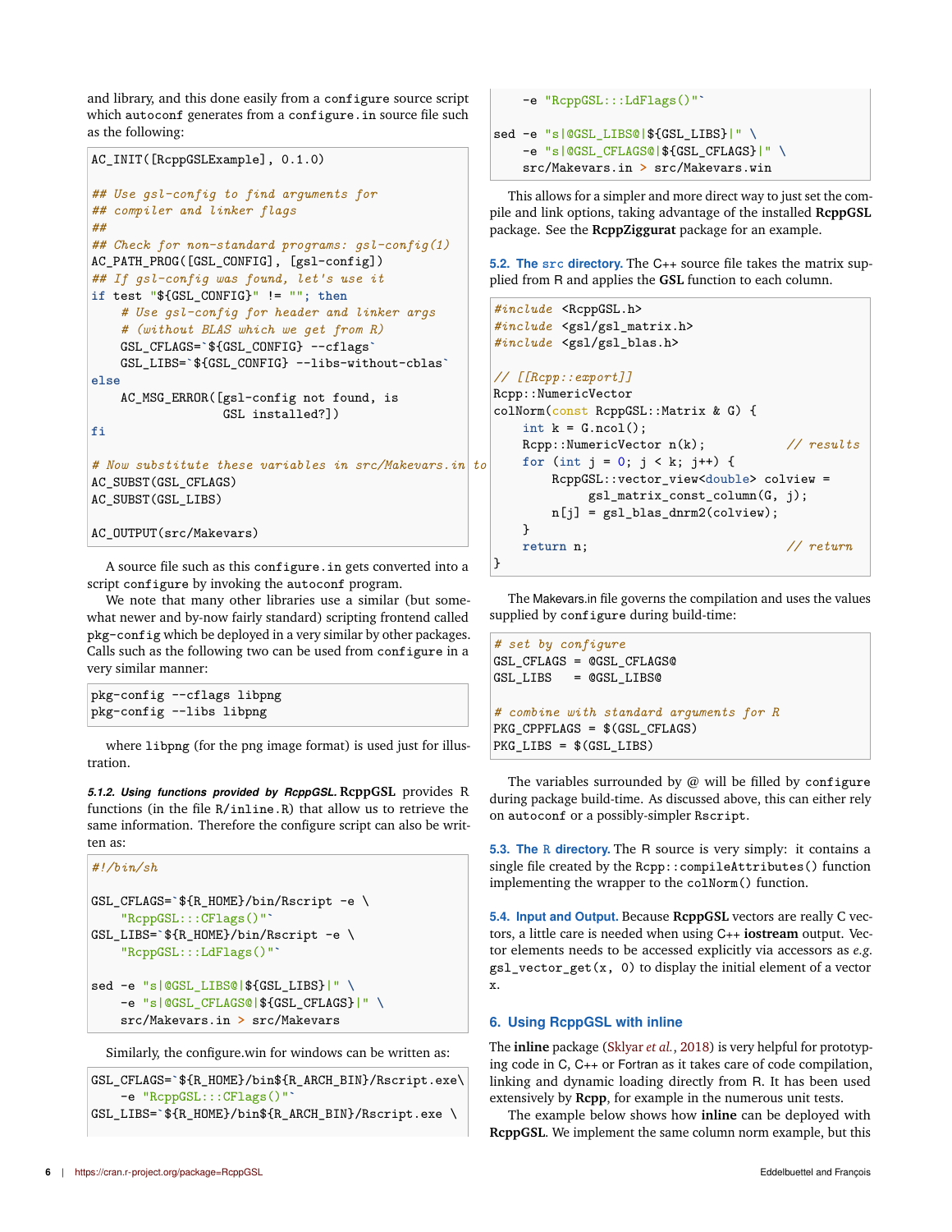and library, and this done easily from a `configure` source script which `autoconf` generates from a `configure.in` source file such as the following:

```
AC_INIT([RcppGSLExample], 0.1.0)

## Use gsl-config to find arguments for
## compiler and linker flags
##
## Check for non-standard programs: gsl-config(1)
AC_PATH_PROG([GSL_CONFIG], [gsl-config])
## If gsl-config was found, let's use it
if test "${GSL_CONFIG}" != ""; then
    # Use gsl-config for header and linker args
    # (without BLAS which we get from R)
    GSL_CFLAGS=`${GSL_CONFIG} --cflags`
    GSL_LIBS=`${GSL_CONFIG} --libs-without-cblas`
else
    AC_MSG_ERROR([gsl-config not found, is
                 GSL installed?])
fi

# Now substitute these variables in src/Makevars.in to
AC_SUBST(GSL_CFLAGS)
AC_SUBST(GSL_LIBS)

AC_OUTPUT(src/Makevars)
```

A source file such as this `configure.in` gets converted into a script `configure` by invoking the `autoconf` program.

We note that many other libraries use a similar (but somewhat newer and by-now fairly standard) scripting frontend called `pkg-config` which be deployed in a very similar by other packages. Calls such as the following two can be used from `configure` in a very similar manner:

```
pkg-config --cflags libpng
pkg-config --libs libpng
```

where `libpng` (for the png image format) is used just for illustration.

#### 5.1.2. Using functions provided by RcppGSL.

**RcppGSL** provides R functions (in the file `R/inline.R`) that allow us to retrieve the same information. Therefore the configure script can also be written as:

```
#!/bin/sh

GSL_CFLAGS=`${R_HOME}/bin/Rscript -e \
    "RcppGSL:::CFlags()"`
GSL_LIBS=`${R_HOME}/bin/Rscript -e \
    "RcppGSL:::LdFlags()"`

sed -e "s|@GSL_LIBS@|${GSL_LIBS}|" \
    -e "s|@GSL_CFLAGS@|${GSL_CFLAGS}|" \
    src/Makevars.in > src/Makevars
```

Similarly, the configure.win for windows can be written as:

```
GSL_CFLAGS=`${R_HOME}/bin${R_ARCH_BIN}/Rscript.exe\
    -e "RcppGSL:::CFlags()"`
GSL_LIBS=`${R_HOME}/bin${R_ARCH_BIN}/Rscript.exe \
    -e "RcppGSL:::LdFlags()"`

sed -e "s|@GSL_LIBS@|${GSL_LIBS}|" \
    -e "s|@GSL_CFLAGS@|${GSL_CFLAGS}|" \
    src/Makevars.in > src/Makevars.win
```

This allows for a simpler and more direct way to just set the compile and link options, taking advantage of the installed **RcppGSL** package. See the **RcppZiggurat** package for an example.

### 5.2. The `src` directory.

The C++ source file takes the matrix supplied from R and applies the **GSL** function to each column.

```
#include <RcppGSL.h>
#include <gsl/gsl_matrix.h>
#include <gsl/gsl_blas.h>

// [[Rcpp::export]]
Rcpp::NumericVector
colNorm(const RcppGSL::Matrix & G) {
    int k = G.ncol();
    Rcpp::NumericVector n(k);           // results
    for (int j = 0; j < k; j++) {
        RcppGSL::vector_view<double> colview =
            gsl_matrix_const_column(G, j);
        n[j] = gsl_blas_dnrm2(colview);
    }
    return n;                           // return
}
```

The Makevars.in file governs the compilation and uses the values supplied by `configure` during build-time:

```
# set by configure
GSL_CFLAGS = @GSL_CFLAGS@
GSL_LIBS   = @GSL_LIBS@

# combine with standard arguments for R
PKG_CPPFLAGS = $(GSL_CFLAGS)
PKG_LIBS = $(GSL_LIBS)
```

The variables surrounded by @ will be filled by `configure` during package build-time. As discussed above, this can either rely on `autoconf` or a possibly-simpler `Rscript`.

### 5.3. The `R` directory.

The R source is very simply: it contains a single file created by the `Rcpp::compileAttributes()` function implementing the wrapper to the `colNorm()` function.

### 5.4. Input and Output.

Because **RcppGSL** vectors are really C vectors, a little care is needed when using C++ **iostream** output. Vector elements needs to be accessed explicitly via accessors as *e.g.* `gsl_vector_get(x, 0)` to display the initial element of a vector `x`.

## 6. Using RcppGSL with inline

The **inline** package (Sklyar *et al.*, 2018) is very helpful for prototyping code in C, C++ or Fortran as it takes care of code compilation, linking and dynamic loading directly from R. It has been used extensively by **Rcpp**, for example in the numerous unit tests.

The example below shows how **inline** can be deployed with **RcppGSL**. We implement the same column norm example, but this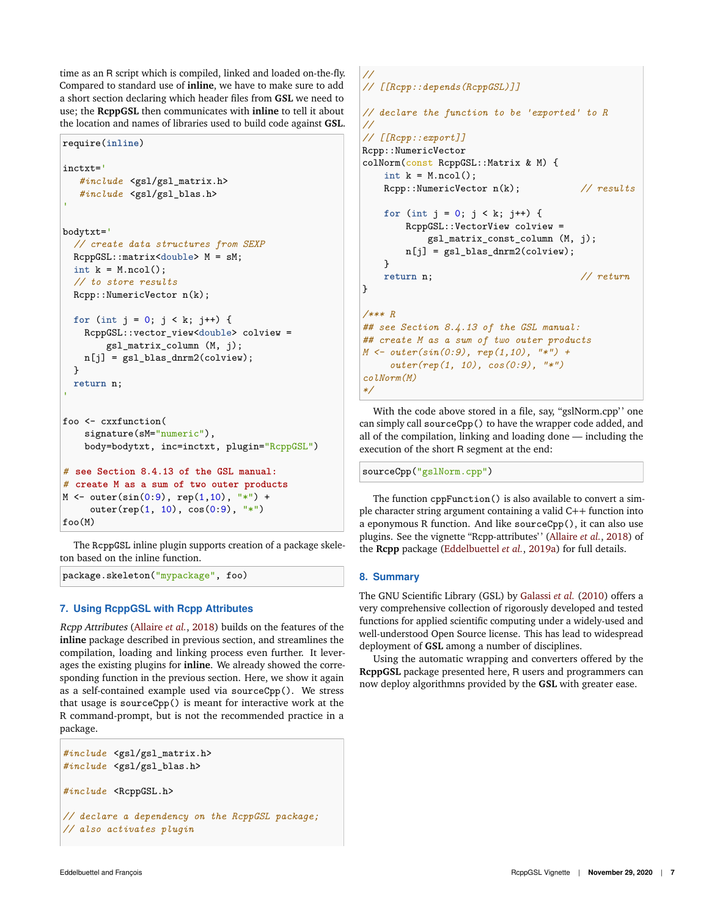time as an R script which is compiled, linked and loaded on-the-fly. Compared to standard use of **inline**, we have to make sure to add a short section declaring which header files from **GSL** we need to use; the **RcppGSL** then communicates with **inline** to tell it about the location and names of libraries used to build code against **GSL**.

```
require(inline)

inctxt='
   #include <gsl/gsl_matrix.h>
   #include <gsl/gsl_blas.h>
'

bodytxt='
  // create data structures from SEXP
  RcppGSL::matrix<double> M = sM;
  int k = M.ncol();
  // to store results
  Rcpp::NumericVector n(k);

  for (int j = 0; j < k; j++) {
    RcppGSL::vector_view<double> colview =
        gsl_matrix_column (M, j);
    n[j] = gsl_blas_dnrm2(colview);
  }
  return n;
'

foo <- cxxfunction(
    signature(sM="numeric"),
    body=bodytxt, inc=inctxt, plugin="RcppGSL")

# see Section 8.4.13 of the GSL manual:
# create M as a sum of two outer products
M <- outer(sin(0:9), rep(1,10), "*") +
     outer(rep(1, 10), cos(0:9), "*")
foo(M)
```

The RcppGSL inline plugin supports creation of a package skeleton based on the inline function.

```
package.skeleton("mypackage", foo)
```

## 7. Using RcppGSL with Rcpp Attributes

*Rcpp Attributes* (Allaire *et al.*, 2018) builds on the features of the **inline** package described in previous section, and streamlines the compilation, loading and linking process even further. It leverages the existing plugins for **inline**. We already showed the corresponding function in the previous section. Here, we show it again as a self-contained example used via `sourceCpp()`. We stress that usage is `sourceCpp()` is meant for interactive work at the R command-prompt, but is not the recommended practice in a package.

```
#include <gsl/gsl_matrix.h>
#include <gsl/gsl_blas.h>

#include <RcppGSL.h>

// declare a dependency on the RcppGSL package;
// also activates plugin
//
// [[Rcpp::depends(RcppGSL)]]

// declare the function to be 'exported' to R
//
// [[Rcpp::export]]
Rcpp::NumericVector
colNorm(const RcppGSL::Matrix & M) {
    int k = M.ncol();
    Rcpp::NumericVector n(k);           // results

    for (int j = 0; j < k; j++) {
        RcppGSL::VectorView colview =
            gsl_matrix_const_column (M, j);
        n[j] = gsl_blas_dnrm2(colview);
    }
    return n;                           // return
}

/*** R
## see Section 8.4.13 of the GSL manual:
## create M as a sum of two outer products
M <- outer(sin(0:9), rep(1,10), "*") +
     outer(rep(1, 10), cos(0:9), "*")
colNorm(M)
*/
```

With the code above stored in a file, say, "gslNorm.cpp'' one can simply call `sourceCpp()` to have the wrapper code added, and all of the compilation, linking and loading done — including the execution of the short R segment at the end:

```
sourceCpp("gslNorm.cpp")
```

The function `cppFunction()` is also available to convert a simple character string argument containing a valid C++ function into a eponymous R function. And like `sourceCpp()`, it can also use plugins. See the vignette "Rcpp-attributes'' (Allaire *et al.*, 2018) of the **Rcpp** package (Eddelbuettel *et al.*, 2019a) for full details.

## 8. Summary

The GNU Scientific Library (GSL) by Galassi *et al.* (2010) offers a very comprehensive collection of rigorously developed and tested functions for applied scientific computing under a widely-used and well-understood Open Source license. This has lead to widespread deployment of **GSL** among a number of disciplines.

Using the automatic wrapping and converters offered by the **RcppGSL** package presented here, R users and programmers can now deploy algorithmns provided by the **GSL** with greater ease.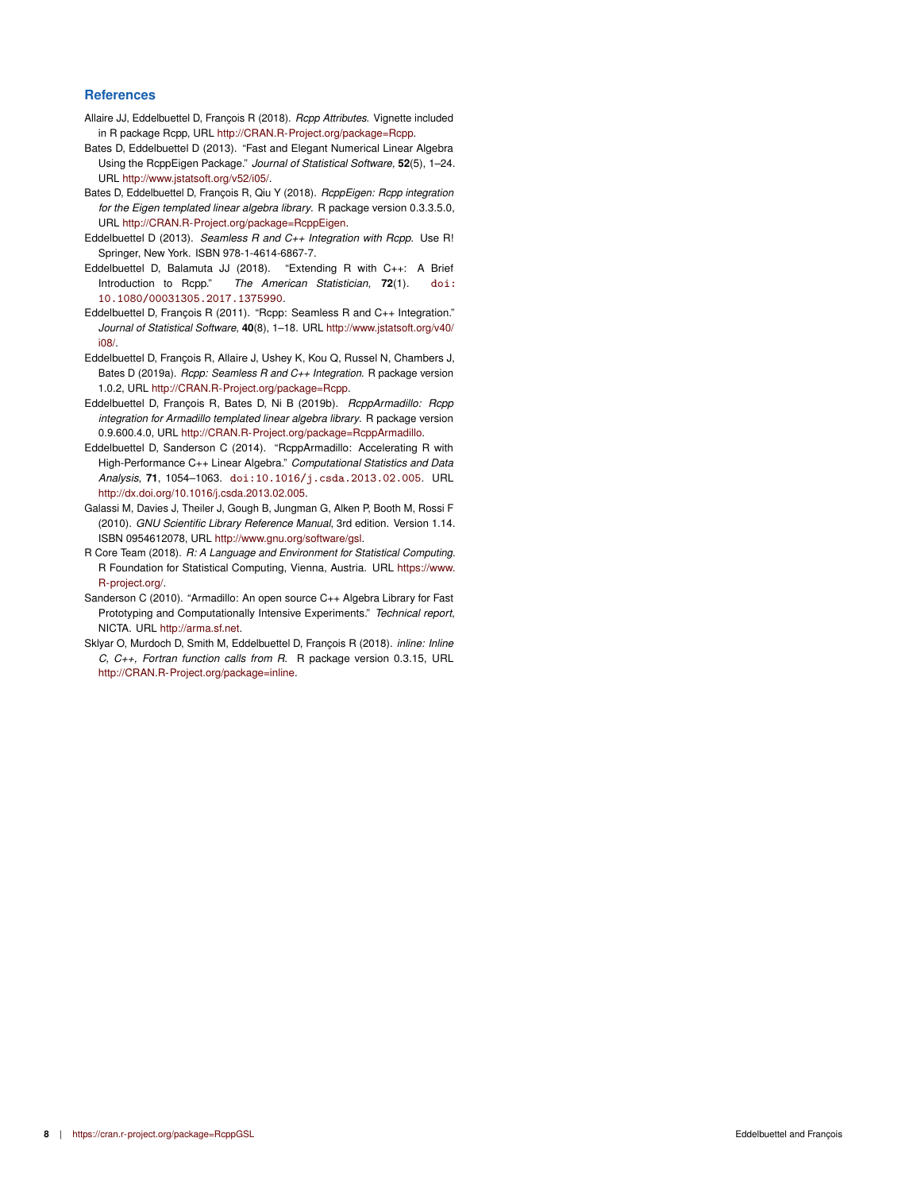## References

Allaire JJ, Eddelbuettel D, François R (2018). *Rcpp Attributes*. Vignette included in R package Rcpp, URL http://CRAN.R-Project.org/package=Rcpp.

Bates D, Eddelbuettel D (2013). "Fast and Elegant Numerical Linear Algebra Using the RcppEigen Package." *Journal of Statistical Software*, **52**(5), 1–24. URL http://www.jstatsoft.org/v52/i05/.

Bates D, Eddelbuettel D, François R, Qiu Y (2018). *RcppEigen: Rcpp integration for the Eigen templated linear algebra library*. R package version 0.3.3.5.0, URL http://CRAN.R-Project.org/package=RcppEigen.

Eddelbuettel D (2013). *Seamless R and C++ Integration with Rcpp*. Use R! Springer, New York. ISBN 978-1-4614-6867-7.

Eddelbuettel D, Balamuta JJ (2018). "Extending R with C++: A Brief Introduction to Rcpp." *The American Statistician*, **72**(1). doi:10.1080/00031305.2017.1375990.

Eddelbuettel D, François R (2011). "Rcpp: Seamless R and C++ Integration." *Journal of Statistical Software*, **40**(8), 1–18. URL http://www.jstatsoft.org/v40/i08/.

Eddelbuettel D, François R, Allaire J, Ushey K, Kou Q, Russel N, Chambers J, Bates D (2019a). *Rcpp: Seamless R and C++ Integration*. R package version 1.0.2, URL http://CRAN.R-Project.org/package=Rcpp.

Eddelbuettel D, François R, Bates D, Ni B (2019b). *RcppArmadillo: Rcpp integration for Armadillo templated linear algebra library*. R package version 0.9.600.4.0, URL http://CRAN.R-Project.org/package=RcppArmadillo.

Eddelbuettel D, Sanderson C (2014). "RcppArmadillo: Accelerating R with High-Performance C++ Linear Algebra." *Computational Statistics and Data Analysis*, **71**, 1054–1063. doi:10.1016/j.csda.2013.02.005. URL http://dx.doi.org/10.1016/j.csda.2013.02.005.

Galassi M, Davies J, Theiler J, Gough B, Jungman G, Alken P, Booth M, Rossi F (2010). *GNU Scientific Library Reference Manual*, 3rd edition. Version 1.14. ISBN 0954612078, URL http://www.gnu.org/software/gsl.

R Core Team (2018). *R: A Language and Environment for Statistical Computing*. R Foundation for Statistical Computing, Vienna, Austria. URL https://www.R-project.org/.

Sanderson C (2010). "Armadillo: An open source C++ Algebra Library for Fast Prototyping and Computationally Intensive Experiments." *Technical report*, NICTA. URL http://arma.sf.net.

Sklyar O, Murdoch D, Smith M, Eddelbuettel D, François R (2018). *inline: Inline C, C++, Fortran function calls from R*. R package version 0.3.15, URL http://CRAN.R-Project.org/package=inline.